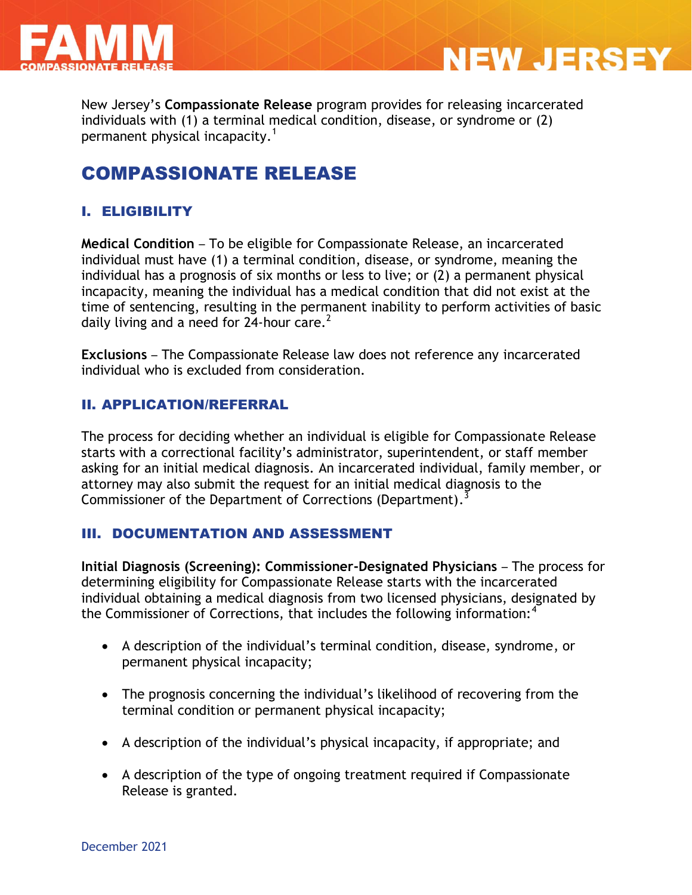# FAMM COMPASSIONATE RELEASE — NEW JERSEY

New Jersey's **Compassionate Release** program provides for releasing incarcerated individuals with (1) a terminal medical condition, disease, or syndrome or (2) permanent physical incapacity.[1]

## COMPASSIONATE RELEASE

### I. ELIGIBILITY

**Medical Condition** – To be eligible for Compassionate Release, an incarcerated individual must have (1) a terminal condition, disease, or syndrome, meaning the individual has a prognosis of six months or less to live; or (2) a permanent physical incapacity, meaning the individual has a medical condition that did not exist at the time of sentencing, resulting in the permanent inability to perform activities of basic daily living and a need for 24-hour care.[2]

**Exclusions** – The Compassionate Release law does not reference any incarcerated individual who is excluded from consideration.

### II. APPLICATION/REFERRAL

The process for deciding whether an individual is eligible for Compassionate Release starts with a correctional facility's administrator, superintendent, or staff member asking for an initial medical diagnosis. An incarcerated individual, family member, or attorney may also submit the request for an initial medical diagnosis to the Commissioner of the Department of Corrections (Department).[3]

### III. DOCUMENTATION AND ASSESSMENT

**Initial Diagnosis (Screening): Commissioner-Designated Physicians** – The process for determining eligibility for Compassionate Release starts with the incarcerated individual obtaining a medical diagnosis from two licensed physicians, designated by the Commissioner of Corrections, that includes the following information:[4]

- A description of the individual's terminal condition, disease, syndrome, or permanent physical incapacity;
- The prognosis concerning the individual's likelihood of recovering from the terminal condition or permanent physical incapacity;
- A description of the individual's physical incapacity, if appropriate; and
- A description of the type of ongoing treatment required if Compassionate Release is granted.

December 2021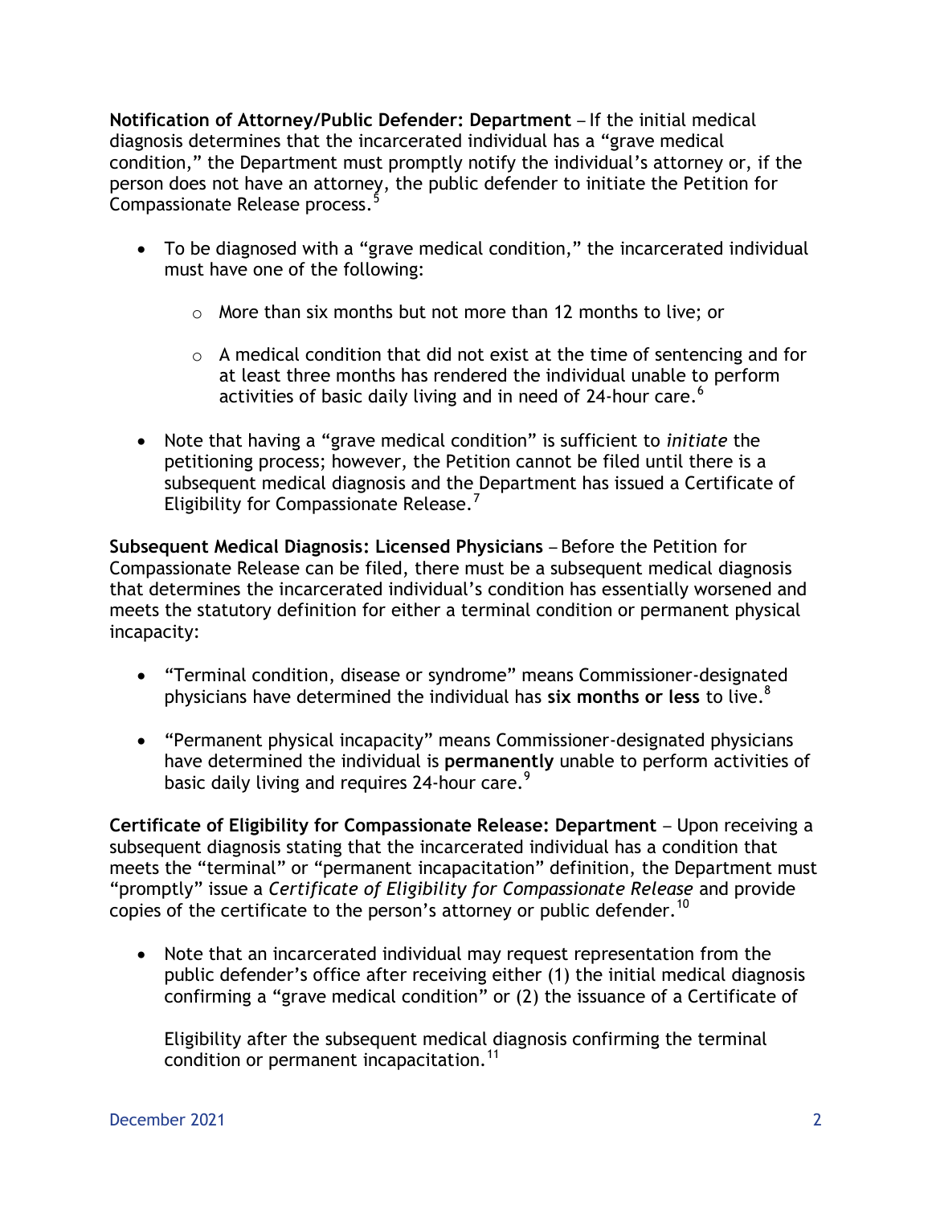**Notification of Attorney/Public Defender: Department** – If the initial medical diagnosis determines that the incarcerated individual has a "grave medical condition," the Department must promptly notify the individual's attorney or, if the person does not have an attorney, the public defender to initiate the Petition for Compassionate Release process.[5]

- To be diagnosed with a "grave medical condition," the incarcerated individual must have one of the following:
  - More than six months but not more than 12 months to live; or
  - A medical condition that did not exist at the time of sentencing and for at least three months has rendered the individual unable to perform activities of basic daily living and in need of 24-hour care.[6]
- Note that having a "grave medical condition" is sufficient to *initiate* the petitioning process; however, the Petition cannot be filed until there is a subsequent medical diagnosis and the Department has issued a Certificate of Eligibility for Compassionate Release.[7]

**Subsequent Medical Diagnosis: Licensed Physicians** – Before the Petition for Compassionate Release can be filed, there must be a subsequent medical diagnosis that determines the incarcerated individual's condition has essentially worsened and meets the statutory definition for either a terminal condition or permanent physical incapacity:

- "Terminal condition, disease or syndrome" means Commissioner-designated physicians have determined the individual has **six months or less** to live.[8]
- "Permanent physical incapacity" means Commissioner-designated physicians have determined the individual is **permanently** unable to perform activities of basic daily living and requires 24-hour care.[9]

**Certificate of Eligibility for Compassionate Release: Department** – Upon receiving a subsequent diagnosis stating that the incarcerated individual has a condition that meets the "terminal" or "permanent incapacitation" definition, the Department must "promptly" issue a *Certificate of Eligibility for Compassionate Release* and provide copies of the certificate to the person's attorney or public defender.[10]

- Note that an incarcerated individual may request representation from the public defender's office after receiving either (1) the initial medical diagnosis confirming a "grave medical condition" or (2) the issuance of a Certificate of Eligibility after the subsequent medical diagnosis confirming the terminal condition or permanent incapacitation.[11]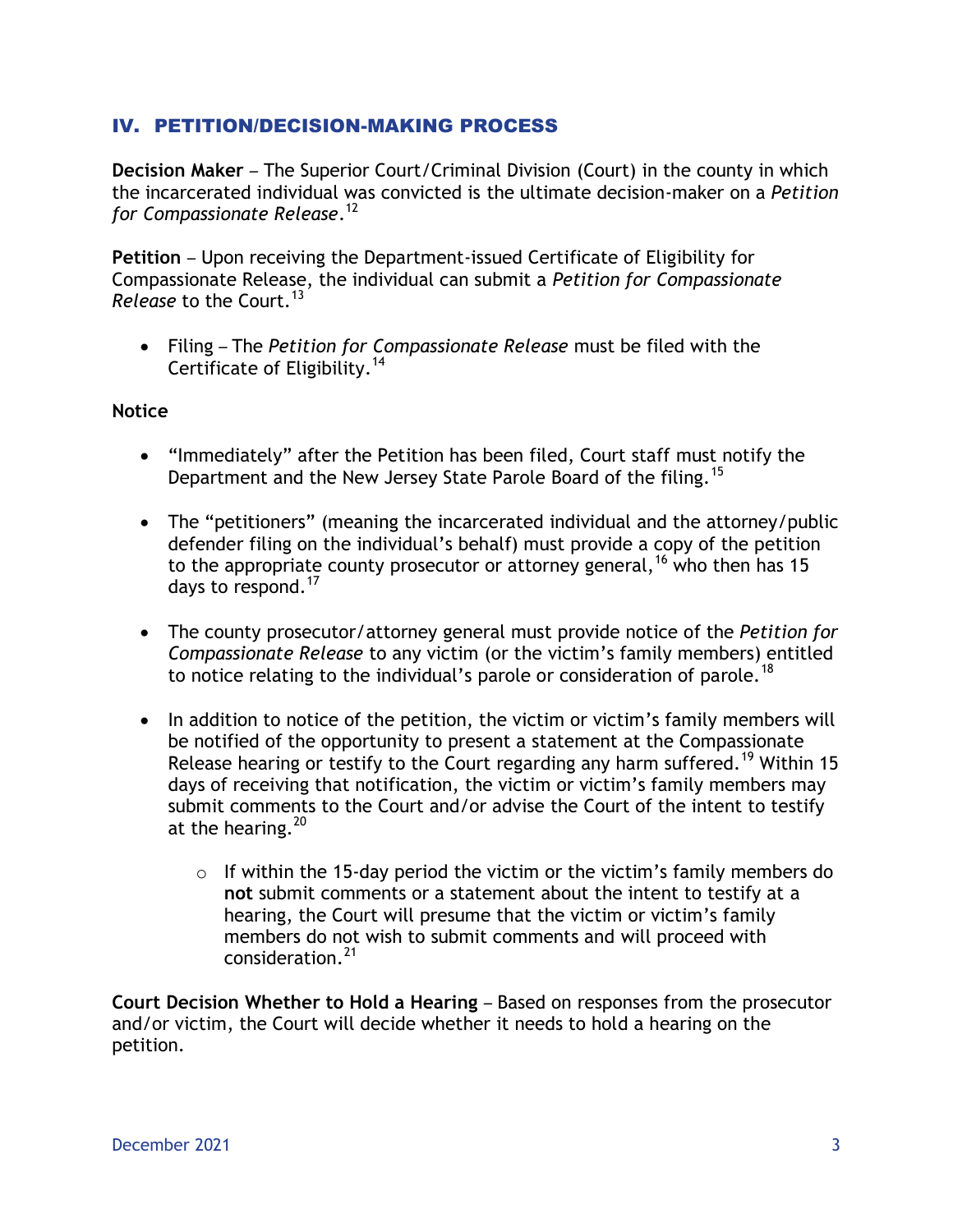## IV. PETITION/DECISION-MAKING PROCESS

**Decision Maker** – The Superior Court/Criminal Division (Court) in the county in which the incarcerated individual was convicted is the ultimate decision-maker on a *Petition for Compassionate Release*.[12]

**Petition** – Upon receiving the Department-issued Certificate of Eligibility for Compassionate Release, the individual can submit a *Petition for Compassionate Release* to the Court.[13]

- Filing – The *Petition for Compassionate Release* must be filed with the Certificate of Eligibility.[14]

**Notice**

- "Immediately" after the Petition has been filed, Court staff must notify the Department and the New Jersey State Parole Board of the filing.[15]

- The "petitioners" (meaning the incarcerated individual and the attorney/public defender filing on the individual's behalf) must provide a copy of the petition to the appropriate county prosecutor or attorney general,[16] who then has 15 days to respond.[17]

- The county prosecutor/attorney general must provide notice of the *Petition for Compassionate Release* to any victim (or the victim's family members) entitled to notice relating to the individual's parole or consideration of parole.[18]

- In addition to notice of the petition, the victim or victim's family members will be notified of the opportunity to present a statement at the Compassionate Release hearing or testify to the Court regarding any harm suffered.[19] Within 15 days of receiving that notification, the victim or victim's family members may submit comments to the Court and/or advise the Court of the intent to testify at the hearing.[20]

  - If within the 15-day period the victim or the victim's family members do **not** submit comments or a statement about the intent to testify at a hearing, the Court will presume that the victim or victim's family members do not wish to submit comments and will proceed with consideration.[21]

**Court Decision Whether to Hold a Hearing** – Based on responses from the prosecutor and/or victim, the Court will decide whether it needs to hold a hearing on the petition.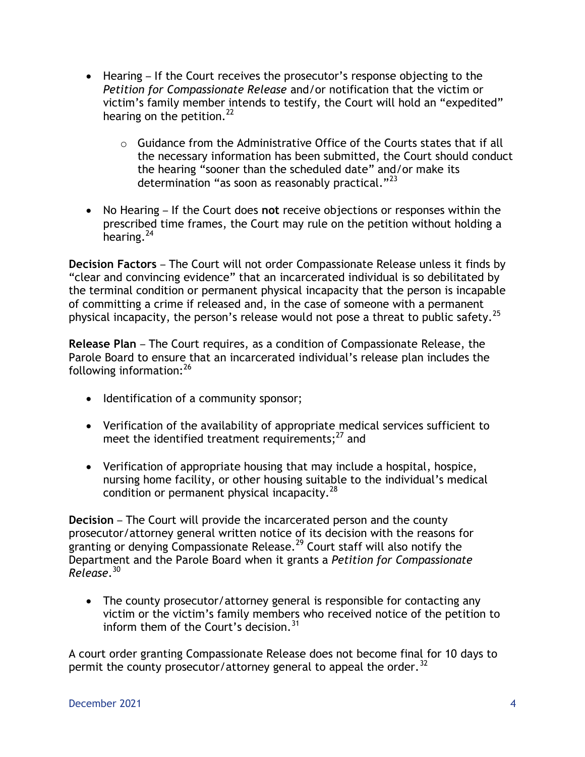- Hearing – If the Court receives the prosecutor's response objecting to the *Petition for Compassionate Release* and/or notification that the victim or victim's family member intends to testify, the Court will hold an "expedited" hearing on the petition.[22]
    - Guidance from the Administrative Office of the Courts states that if all the necessary information has been submitted, the Court should conduct the hearing "sooner than the scheduled date" and/or make its determination "as soon as reasonably practical."[23]
- No Hearing – If the Court does **not** receive objections or responses within the prescribed time frames, the Court may rule on the petition without holding a hearing.[24]

**Decision Factors** – The Court will not order Compassionate Release unless it finds by "clear and convincing evidence" that an incarcerated individual is so debilitated by the terminal condition or permanent physical incapacity that the person is incapable of committing a crime if released and, in the case of someone with a permanent physical incapacity, the person's release would not pose a threat to public safety.[25]

**Release Plan** – The Court requires, as a condition of Compassionate Release, the Parole Board to ensure that an incarcerated individual's release plan includes the following information:[26]

- Identification of a community sponsor;
- Verification of the availability of appropriate medical services sufficient to meet the identified treatment requirements;[27] and
- Verification of appropriate housing that may include a hospital, hospice, nursing home facility, or other housing suitable to the individual's medical condition or permanent physical incapacity.[28]

**Decision** – The Court will provide the incarcerated person and the county prosecutor/attorney general written notice of its decision with the reasons for granting or denying Compassionate Release.[29] Court staff will also notify the Department and the Parole Board when it grants a *Petition for Compassionate Release*.[30]

- The county prosecutor/attorney general is responsible for contacting any victim or the victim's family members who received notice of the petition to inform them of the Court's decision.[31]

A court order granting Compassionate Release does not become final for 10 days to permit the county prosecutor/attorney general to appeal the order.[32]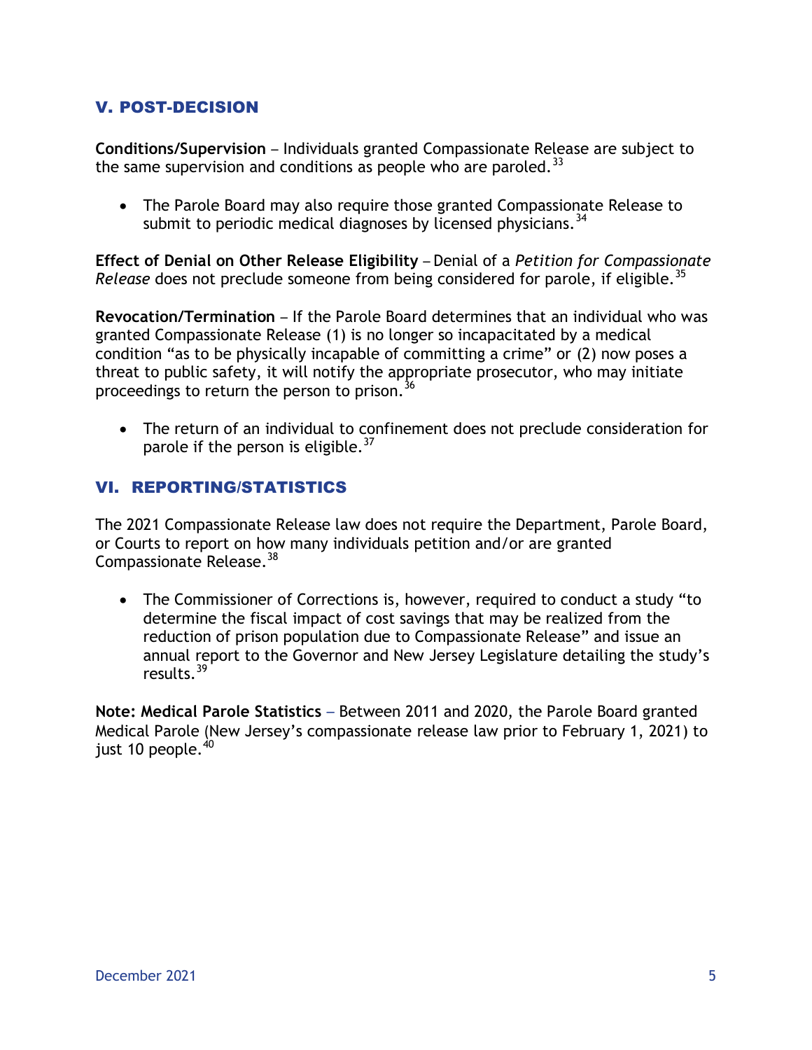## V. POST-DECISION

**Conditions/Supervision** – Individuals granted Compassionate Release are subject to the same supervision and conditions as people who are paroled.[33]

- The Parole Board may also require those granted Compassionate Release to submit to periodic medical diagnoses by licensed physicians.[34]

**Effect of Denial on Other Release Eligibility** – Denial of a *Petition for Compassionate Release* does not preclude someone from being considered for parole, if eligible.[35]

**Revocation/Termination** – If the Parole Board determines that an individual who was granted Compassionate Release (1) is no longer so incapacitated by a medical condition "as to be physically incapable of committing a crime" or (2) now poses a threat to public safety, it will notify the appropriate prosecutor, who may initiate proceedings to return the person to prison.[36]

- The return of an individual to confinement does not preclude consideration for parole if the person is eligible.[37]

## VI. REPORTING/STATISTICS

The 2021 Compassionate Release law does not require the Department, Parole Board, or Courts to report on how many individuals petition and/or are granted Compassionate Release.[38]

- The Commissioner of Corrections is, however, required to conduct a study "to determine the fiscal impact of cost savings that may be realized from the reduction of prison population due to Compassionate Release" and issue an annual report to the Governor and New Jersey Legislature detailing the study's results.[39]

**Note: Medical Parole Statistics** – Between 2011 and 2020, the Parole Board granted Medical Parole (New Jersey's compassionate release law prior to February 1, 2021) to just 10 people.[40]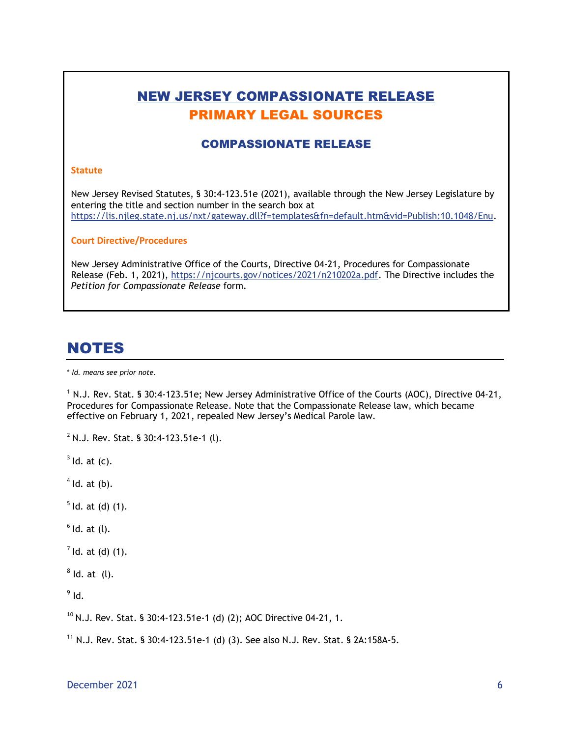# NEW JERSEY COMPASSIONATE RELEASE

## PRIMARY LEGAL SOURCES

### COMPASSIONATE RELEASE

**Statute**

New Jersey Revised Statutes, § 30:4-123.51e (2021), available through the New Jersey Legislature by entering the title and section number in the search box at https://lis.njleg.state.nj.us/nxt/gateway.dll?f=templates&fn=default.htm&vid=Publish:10.1048/Enu.

**Court Directive/Procedures**

New Jersey Administrative Office of the Courts, Directive 04-21, Procedures for Compassionate Release (Feb. 1, 2021), https://njcourts.gov/notices/2021/n210202a.pdf. The Directive includes the *Petition for Compassionate Release* form.

# NOTES

\* *Id. means see prior note.*

[1] N.J. Rev. Stat. § 30:4-123.51e; New Jersey Administrative Office of the Courts (AOC), Directive 04-21, Procedures for Compassionate Release. Note that the Compassionate Release law, which became effective on February 1, 2021, repealed New Jersey's Medical Parole law.

[2] N.J. Rev. Stat. § 30:4-123.51e-1 (l).

[3] Id. at (c).

[4] Id. at (b).

[5] Id. at (d) (1).

[6] Id. at (l).

[7] Id. at (d) (1).

[8] Id. at (l).

[9] Id.

[10] N.J. Rev. Stat. § 30:4-123.51e-1 (d) (2); AOC Directive 04-21, 1.

[11] N.J. Rev. Stat. § 30:4-123.51e-1 (d) (3). See also N.J. Rev. Stat. § 2A:158A-5.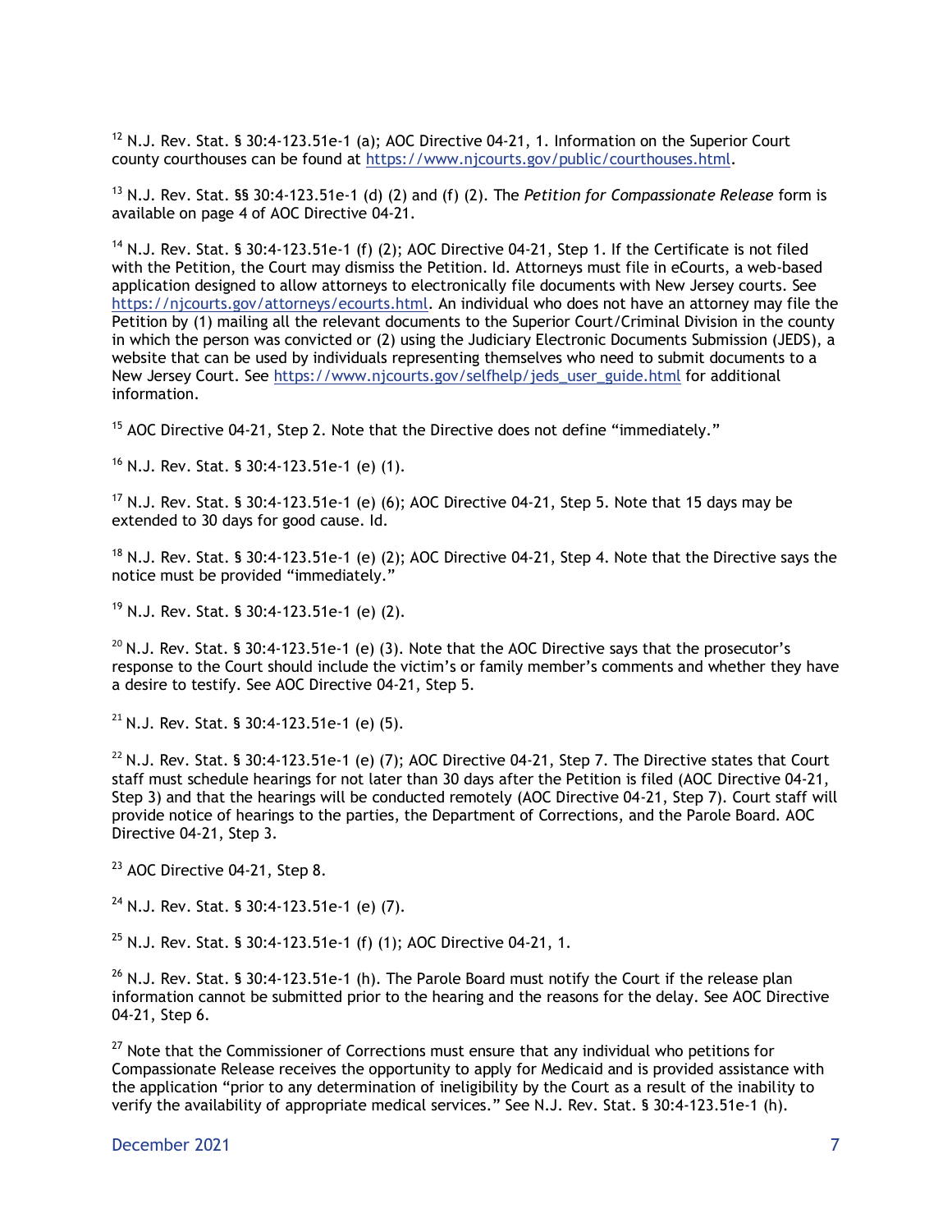[12] N.J. Rev. Stat. § 30:4-123.51e-1 (a); AOC Directive 04-21, 1. Information on the Superior Court county courthouses can be found at https://www.njcourts.gov/public/courthouses.html.

[13] N.J. Rev. Stat. §§ 30:4-123.51e-1 (d) (2) and (f) (2). The *Petition for Compassionate Release* form is available on page 4 of AOC Directive 04-21.

[14] N.J. Rev. Stat. § 30:4-123.51e-1 (f) (2); AOC Directive 04-21, Step 1. If the Certificate is not filed with the Petition, the Court may dismiss the Petition. Id. Attorneys must file in eCourts, a web-based application designed to allow attorneys to electronically file documents with New Jersey courts. See https://njcourts.gov/attorneys/ecourts.html. An individual who does not have an attorney may file the Petition by (1) mailing all the relevant documents to the Superior Court/Criminal Division in the county in which the person was convicted or (2) using the Judiciary Electronic Documents Submission (JEDS), a website that can be used by individuals representing themselves who need to submit documents to a New Jersey Court. See https://www.njcourts.gov/selfhelp/jeds_user_guide.html for additional information.

[15] AOC Directive 04-21, Step 2. Note that the Directive does not define "immediately."

[16] N.J. Rev. Stat. § 30:4-123.51e-1 (e) (1).

[17] N.J. Rev. Stat. § 30:4-123.51e-1 (e) (6); AOC Directive 04-21, Step 5. Note that 15 days may be extended to 30 days for good cause. Id.

[18] N.J. Rev. Stat. § 30:4-123.51e-1 (e) (2); AOC Directive 04-21, Step 4. Note that the Directive says the notice must be provided "immediately."

[19] N.J. Rev. Stat. § 30:4-123.51e-1 (e) (2).

[20] N.J. Rev. Stat. § 30:4-123.51e-1 (e) (3). Note that the AOC Directive says that the prosecutor's response to the Court should include the victim's or family member's comments and whether they have a desire to testify. See AOC Directive 04-21, Step 5.

[21] N.J. Rev. Stat. § 30:4-123.51e-1 (e) (5).

[22] N.J. Rev. Stat. § 30:4-123.51e-1 (e) (7); AOC Directive 04-21, Step 7. The Directive states that Court staff must schedule hearings for not later than 30 days after the Petition is filed (AOC Directive 04-21, Step 3) and that the hearings will be conducted remotely (AOC Directive 04-21, Step 7). Court staff will provide notice of hearings to the parties, the Department of Corrections, and the Parole Board. AOC Directive 04-21, Step 3.

[23] AOC Directive 04-21, Step 8.

[24] N.J. Rev. Stat. § 30:4-123.51e-1 (e) (7).

[25] N.J. Rev. Stat. § 30:4-123.51e-1 (f) (1); AOC Directive 04-21, 1.

[26] N.J. Rev. Stat. § 30:4-123.51e-1 (h). The Parole Board must notify the Court if the release plan information cannot be submitted prior to the hearing and the reasons for the delay. See AOC Directive 04-21, Step 6.

[27] Note that the Commissioner of Corrections must ensure that any individual who petitions for Compassionate Release receives the opportunity to apply for Medicaid and is provided assistance with the application "prior to any determination of ineligibility by the Court as a result of the inability to verify the availability of appropriate medical services." See N.J. Rev. Stat. § 30:4-123.51e-1 (h).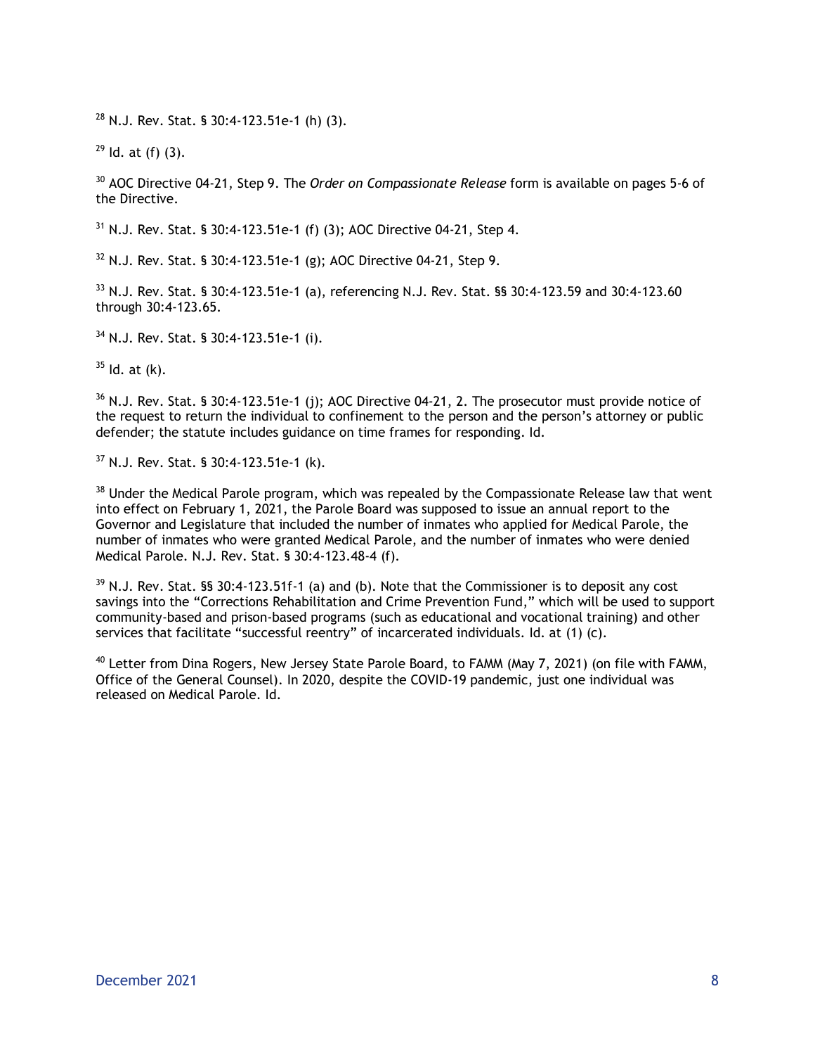[28] N.J. Rev. Stat. § 30:4-123.51e-1 (h) (3).

[29] Id. at (f) (3).

[30] AOC Directive 04-21, Step 9. The *Order on Compassionate Release* form is available on pages 5-6 of the Directive.

[31] N.J. Rev. Stat. § 30:4-123.51e-1 (f) (3); AOC Directive 04-21, Step 4.

[32] N.J. Rev. Stat. § 30:4-123.51e-1 (g); AOC Directive 04-21, Step 9.

[33] N.J. Rev. Stat. § 30:4-123.51e-1 (a), referencing N.J. Rev. Stat. §§ 30:4-123.59 and 30:4-123.60 through 30:4-123.65.

[34] N.J. Rev. Stat. § 30:4-123.51e-1 (i).

[35] Id. at (k).

[36] N.J. Rev. Stat. § 30:4-123.51e-1 (j); AOC Directive 04-21, 2. The prosecutor must provide notice of the request to return the individual to confinement to the person and the person's attorney or public defender; the statute includes guidance on time frames for responding. Id.

[37] N.J. Rev. Stat. § 30:4-123.51e-1 (k).

[38] Under the Medical Parole program, which was repealed by the Compassionate Release law that went into effect on February 1, 2021, the Parole Board was supposed to issue an annual report to the Governor and Legislature that included the number of inmates who applied for Medical Parole, the number of inmates who were granted Medical Parole, and the number of inmates who were denied Medical Parole. N.J. Rev. Stat. § 30:4-123.48-4 (f).

[39] N.J. Rev. Stat. §§ 30:4-123.51f-1 (a) and (b). Note that the Commissioner is to deposit any cost savings into the "Corrections Rehabilitation and Crime Prevention Fund," which will be used to support community-based and prison-based programs (such as educational and vocational training) and other services that facilitate "successful reentry" of incarcerated individuals. Id. at (1) (c).

[40] Letter from Dina Rogers, New Jersey State Parole Board, to FAMM (May 7, 2021) (on file with FAMM, Office of the General Counsel). In 2020, despite the COVID-19 pandemic, just one individual was released on Medical Parole. Id.